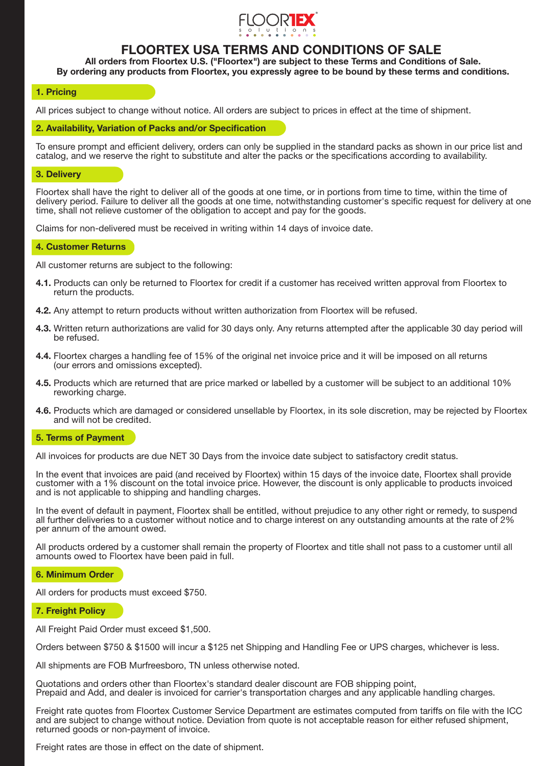# FLOORTEX USA TERMS AND CONDITIONS OF SALE

**All orders from Floortex U.S. ("Floortex") are subject to these Terms and Conditions of Sale.**
**By ordering any products from Floortex, you expressly agree to be bound by these terms and conditions.**

## 1. Pricing

All prices subject to change without notice. All orders are subject to prices in effect at the time of shipment.

## 2. Availability, Variation of Packs and/or Specification

To ensure prompt and efficient delivery, orders can only be supplied in the standard packs as shown in our price list and catalog, and we reserve the right to substitute and alter the packs or the specifications according to availability.

## 3. Delivery

Floortex shall have the right to deliver all of the goods at one time, or in portions from time to time, within the time of delivery period. Failure to deliver all the goods at one time, notwithstanding customer's specific request for delivery at one time, shall not relieve customer of the obligation to accept and pay for the goods.

Claims for non-delivered must be received in writing within 14 days of invoice date.

## 4. Customer Returns

All customer returns are subject to the following:

**4.1.** Products can only be returned to Floortex for credit if a customer has received written approval from Floortex to return the products.

**4.2.** Any attempt to return products without written authorization from Floortex will be refused.

**4.3.** Written return authorizations are valid for 30 days only. Any returns attempted after the applicable 30 day period will be refused.

**4.4.** Floortex charges a handling fee of 15% of the original net invoice price and it will be imposed on all returns (our errors and omissions excepted).

**4.5.** Products which are returned that are price marked or labelled by a customer will be subject to an additional 10% reworking charge.

**4.6.** Products which are damaged or considered unsellable by Floortex, in its sole discretion, may be rejected by Floortex and will not be credited.

## 5. Terms of Payment

All invoices for products are due NET 30 Days from the invoice date subject to satisfactory credit status.

In the event that invoices are paid (and received by Floortex) within 15 days of the invoice date, Floortex shall provide customer with a 1% discount on the total invoice price. However, the discount is only applicable to products invoiced and is not applicable to shipping and handling charges.

In the event of default in payment, Floortex shall be entitled, without prejudice to any other right or remedy, to suspend all further deliveries to a customer without notice and to charge interest on any outstanding amounts at the rate of 2% per annum of the amount owed.

All products ordered by a customer shall remain the property of Floortex and title shall not pass to a customer until all amounts owed to Floortex have been paid in full.

## 6. Minimum Order

All orders for products must exceed $750.

## 7. Freight Policy

All Freight Paid Order must exceed $1,500.

Orders between $750 & $1500 will incur a $125 net Shipping and Handling Fee or UPS charges, whichever is less.

All shipments are FOB Murfreesboro, TN unless otherwise noted.

Quotations and orders other than Floortex's standard dealer discount are FOB shipping point, Prepaid and Add, and dealer is invoiced for carrier's transportation charges and any applicable handling charges.

Freight rate quotes from Floortex Customer Service Department are estimates computed from tariffs on file with the ICC and are subject to change without notice. Deviation from quote is not acceptable reason for either refused shipment, returned goods or non-payment of invoice.

Freight rates are those in effect on the date of shipment.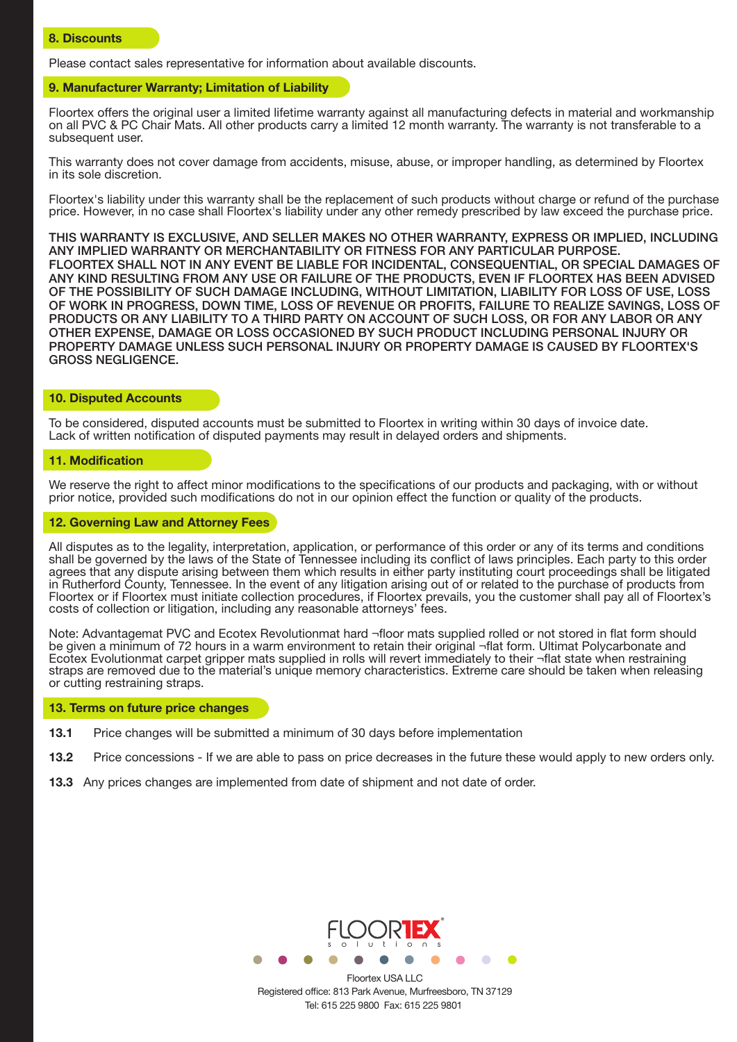## 8. Discounts

Please contact sales representative for information about available discounts.

## 9. Manufacturer Warranty; Limitation of Liability

Floortex offers the original user a limited lifetime warranty against all manufacturing defects in material and workmanship on all PVC & PC Chair Mats. All other products carry a limited 12 month warranty. The warranty is not transferable to a subsequent user.

This warranty does not cover damage from accidents, misuse, abuse, or improper handling, as determined by Floortex in its sole discretion.

Floortex's liability under this warranty shall be the replacement of such products without charge or refund of the purchase price. However, in no case shall Floortex's liability under any other remedy prescribed by law exceed the purchase price.

THIS WARRANTY IS EXCLUSIVE, AND SELLER MAKES NO OTHER WARRANTY, EXPRESS OR IMPLIED, INCLUDING ANY IMPLIED WARRANTY OR MERCHANTABILITY OR FITNESS FOR ANY PARTICULAR PURPOSE.
FLOORTEX SHALL NOT IN ANY EVENT BE LIABLE FOR INCIDENTAL, CONSEQUENTIAL, OR SPECIAL DAMAGES OF ANY KIND RESULTING FROM ANY USE OR FAILURE OF THE PRODUCTS, EVEN IF FLOORTEX HAS BEEN ADVISED OF THE POSSIBILITY OF SUCH DAMAGE INCLUDING, WITHOUT LIMITATION, LIABILITY FOR LOSS OF USE, LOSS OF WORK IN PROGRESS, DOWN TIME, LOSS OF REVENUE OR PROFITS, FAILURE TO REALIZE SAVINGS, LOSS OF PRODUCTS OR ANY LIABILITY TO A THIRD PARTY ON ACCOUNT OF SUCH LOSS, OR FOR ANY LABOR OR ANY OTHER EXPENSE, DAMAGE OR LOSS OCCASIONED BY SUCH PRODUCT INCLUDING PERSONAL INJURY OR PROPERTY DAMAGE UNLESS SUCH PERSONAL INJURY OR PROPERTY DAMAGE IS CAUSED BY FLOORTEX'S GROSS NEGLIGENCE.

## 10. Disputed Accounts

To be considered, disputed accounts must be submitted to Floortex in writing within 30 days of invoice date.
Lack of written notification of disputed payments may result in delayed orders and shipments.

## 11. Modification

We reserve the right to affect minor modifications to the specifications of our products and packaging, with or without prior notice, provided such modifications do not in our opinion effect the function or quality of the products.

## 12. Governing Law and Attorney Fees

All disputes as to the legality, interpretation, application, or performance of this order or any of its terms and conditions shall be governed by the laws of the State of Tennessee including its conflict of laws principles. Each party to this order agrees that any dispute arising between them which results in either party instituting court proceedings shall be litigated in Rutherford County, Tennessee. In the event of any litigation arising out of or related to the purchase of products from Floortex or if Floortex must initiate collection procedures, if Floortex prevails, you the customer shall pay all of Floortex's costs of collection or litigation, including any reasonable attorneys' fees.

Note: Advantagemat PVC and Ecotex Revolutionmat hard ¬floor mats supplied rolled or not stored in flat form should be given a minimum of 72 hours in a warm environment to retain their original ¬flat form. Ultimat Polycarbonate and Ecotex Evolutionmat carpet gripper mats supplied in rolls will revert immediately to their ¬flat state when restraining straps are removed due to the material's unique memory characteristics. Extreme care should be taken when releasing or cutting restraining straps.

## 13. Terms on future price changes

**13.1** Price changes will be submitted a minimum of 30 days before implementation

**13.2** Price concessions - If we are able to pass on price decreases in the future these would apply to new orders only.

**13.3** Any prices changes are implemented from date of shipment and not date of order.

FLOORTEX solutions

Floortex USA LLC
Registered office: 813 Park Avenue, Murfreesboro, TN 37129
Tel: 615 225 9800 Fax: 615 225 9801